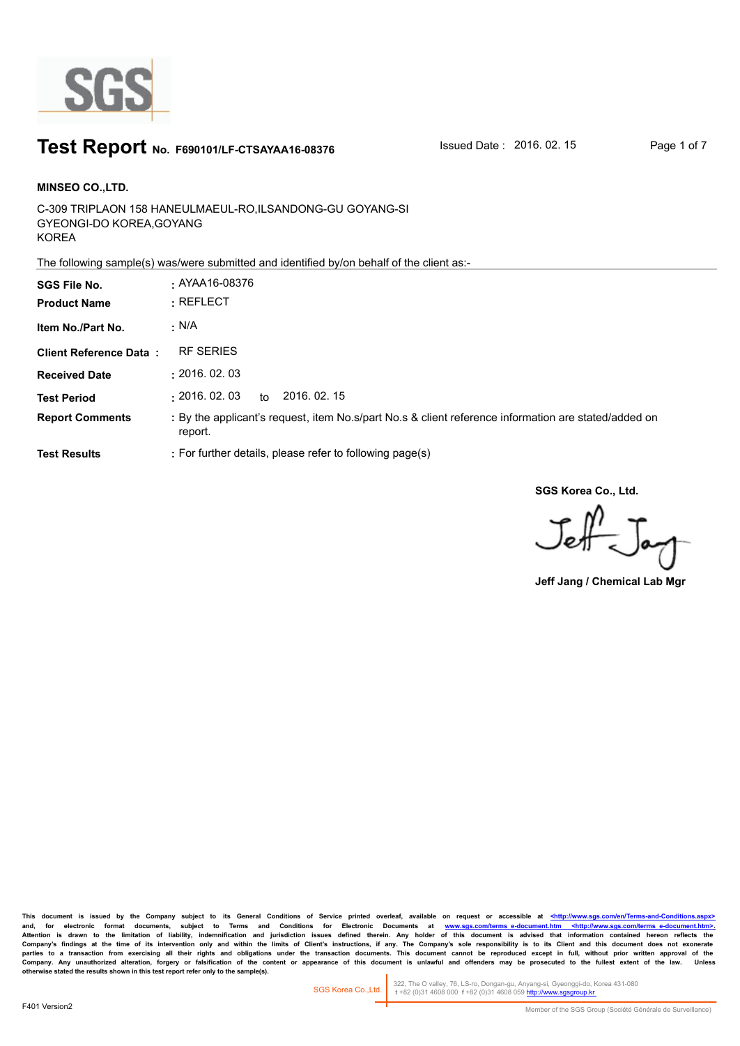# Test Report No. F690101/LF-CTSAYAA16-08376

Issued Date : 2016. 02. 15

**MINSEO CO.,LTD.**

C-309 TRIPLAON 158 HANEULMAEUL-RO,ILSANDONG-GU GOYANG-SI
GYEONGI-DO KOREA,GOYANG
KOREA

The following sample(s) was/were submitted and identified by/on behalf of the client as:-

| | |
|---|---|
| **SGS File No.** | : AYAA16-08376 |
| **Product Name** | : REFLECT |
| **Item No./Part No.** | : N/A |
| **Client Reference Data :** | RF SERIES |
| **Received Date** | : 2016. 02. 03 |
| **Test Period** | : 2016. 02. 03 to 2016. 02. 15 |
| **Report Comments** | : By the applicant's request, item No.s/part No.s & client reference information are stated/added on report. |
| **Test Results** | : For further details, please refer to following page(s) |

**SGS Korea Co., Ltd.**

**Jeff Jang / Chemical Lab Mgr**

This document is issued by the Company subject to its General Conditions of Service printed overleaf, available on request or accessible at <http://www.sgs.com/en/Terms-and-Conditions.aspx> and, for electronic format documents, subject to Terms and Conditions for Electronic Documents at www.sgs.com/terms_e-document.htm <http://www.sgs.com/terms_e-document.htm>. Attention is drawn to the limitation of liability, indemnification and jurisdiction issues defined therein. Any holder of this document is advised that information contained hereon reflects the Company's findings at the time of its intervention only and within the limits of Client's instructions, if any. The Company's sole responsibility is to its Client and this document does not exonerate parties to a transaction from exercising all their rights and obligations under the transaction documents. This document cannot be reproduced except in full, without prior written approval of the Company. Any unauthorized alteration, forgery or falsification of the content or appearance of this document is unlawful and offenders may be prosecuted to the fullest extent of the law. Unless otherwise stated the results shown in this test report refer only to the sample(s).

SGS Korea Co.,Ltd. 322, The O valley, 76, LS-ro, Dongan-gu, Anyang-si, Gyeonggi-do, Korea 431-080 t +82 (0)31 4608 000 f +82 (0)31 4608 059 http://www.sgsgroup.kr

F401 Version2

Member of the SGS Group (Société Générale de Surveillance)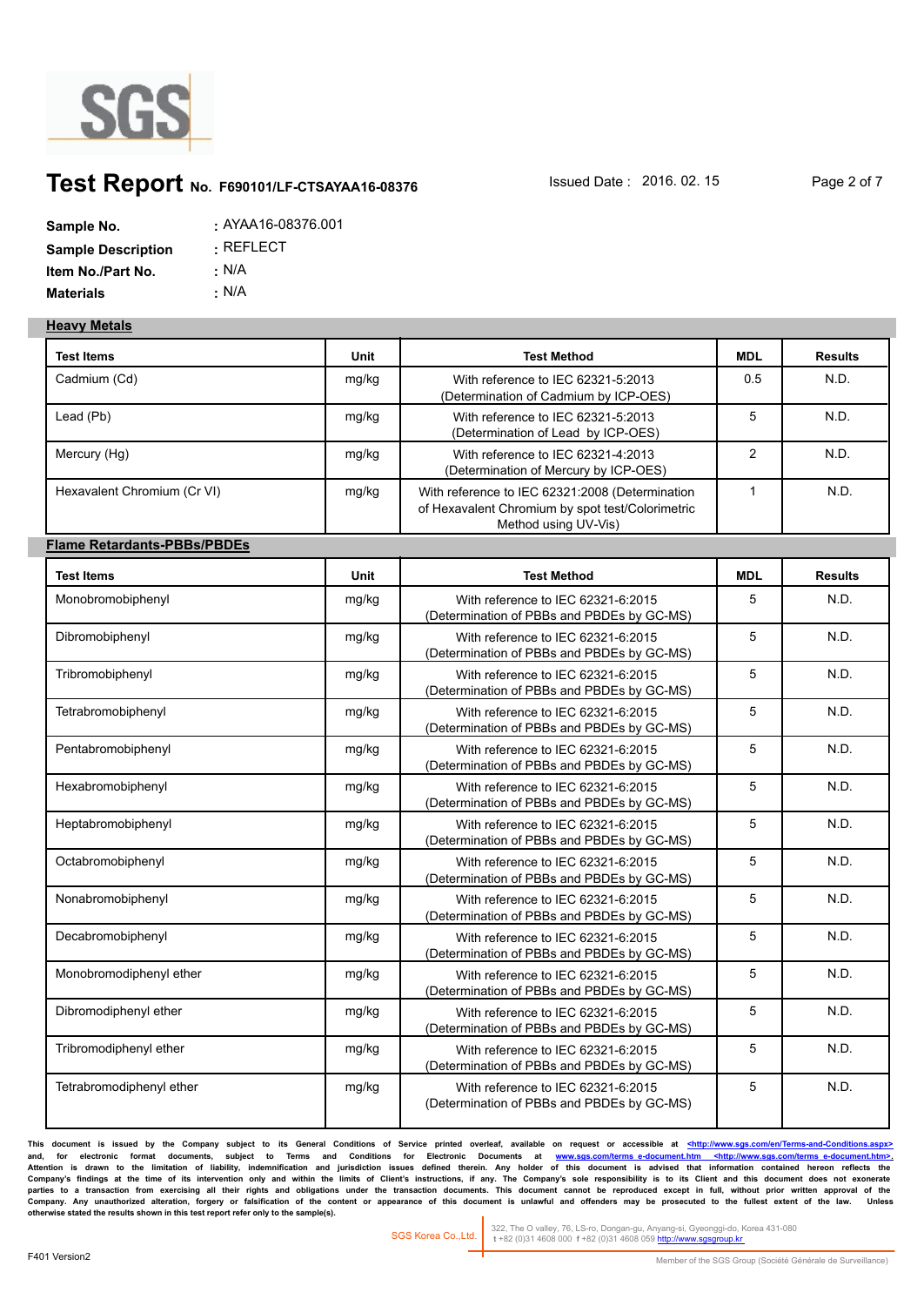# Test Report No. F690101/LF-CTSAYAA16-08376

Issued Date : 2016. 02. 15

**Sample No.** : AYAA16-08376.001
**Sample Description** : REFLECT
**Item No./Part No.** : N/A
**Materials** : N/A

## Heavy Metals

| Test Items | Unit | Test Method | MDL | Results |
|---|---|---|---|---|
| Cadmium (Cd) | mg/kg | With reference to IEC 62321-5:2013 (Determination of Cadmium by ICP-OES) | 0.5 | N.D. |
| Lead (Pb) | mg/kg | With reference to IEC 62321-5:2013 (Determination of Lead by ICP-OES) | 5 | N.D. |
| Mercury (Hg) | mg/kg | With reference to IEC 62321-4:2013 (Determination of Mercury by ICP-OES) | 2 | N.D. |
| Hexavalent Chromium (Cr VI) | mg/kg | With reference to IEC 62321:2008 (Determination of Hexavalent Chromium by spot test/Colorimetric Method using UV-Vis) | 1 | N.D. |

## Flame Retardants-PBBs/PBDEs

| Test Items | Unit | Test Method | MDL | Results |
|---|---|---|---|---|
| Monobromobiphenyl | mg/kg | With reference to IEC 62321-6:2015 (Determination of PBBs and PBDEs by GC-MS) | 5 | N.D. |
| Dibromobiphenyl | mg/kg | With reference to IEC 62321-6:2015 (Determination of PBBs and PBDEs by GC-MS) | 5 | N.D. |
| Tribromobiphenyl | mg/kg | With reference to IEC 62321-6:2015 (Determination of PBBs and PBDEs by GC-MS) | 5 | N.D. |
| Tetrabromobiphenyl | mg/kg | With reference to IEC 62321-6:2015 (Determination of PBBs and PBDEs by GC-MS) | 5 | N.D. |
| Pentabromobiphenyl | mg/kg | With reference to IEC 62321-6:2015 (Determination of PBBs and PBDEs by GC-MS) | 5 | N.D. |
| Hexabromobiphenyl | mg/kg | With reference to IEC 62321-6:2015 (Determination of PBBs and PBDEs by GC-MS) | 5 | N.D. |
| Heptabromobiphenyl | mg/kg | With reference to IEC 62321-6:2015 (Determination of PBBs and PBDEs by GC-MS) | 5 | N.D. |
| Octabromobiphenyl | mg/kg | With reference to IEC 62321-6:2015 (Determination of PBBs and PBDEs by GC-MS) | 5 | N.D. |
| Nonabromobiphenyl | mg/kg | With reference to IEC 62321-6:2015 (Determination of PBBs and PBDEs by GC-MS) | 5 | N.D. |
| Decabromobiphenyl | mg/kg | With reference to IEC 62321-6:2015 (Determination of PBBs and PBDEs by GC-MS) | 5 | N.D. |
| Monobromodiphenyl ether | mg/kg | With reference to IEC 62321-6:2015 (Determination of PBBs and PBDEs by GC-MS) | 5 | N.D. |
| Dibromodiphenyl ether | mg/kg | With reference to IEC 62321-6:2015 (Determination of PBBs and PBDEs by GC-MS) | 5 | N.D. |
| Tribromodiphenyl ether | mg/kg | With reference to IEC 62321-6:2015 (Determination of PBBs and PBDEs by GC-MS) | 5 | N.D. |
| Tetrabromodiphenyl ether | mg/kg | With reference to IEC 62321-6:2015 (Determination of PBBs and PBDEs by GC-MS) | 5 | N.D. |

This document is issued by the Company subject to its General Conditions of Service printed overleaf, available on request or accessible at <http://www.sgs.com/en/Terms-and-Conditions.aspx> and, for electronic format documents, subject to Terms and Conditions for Electronic Documents at www.sgs.com/terms_e-document.htm <http://www.sgs.com/terms_e-document.htm>. Attention is drawn to the limitation of liability, indemnification and jurisdiction issues defined therein. Any holder of this document is advised that information contained hereon reflects the Company's findings at the time of its intervention only and within the limits of Client's instructions, if any. The Company's sole responsibility is to its Client and this document does not exonerate parties to a transaction from exercising all their rights and obligations under the transaction documents. This document cannot be reproduced except in full, without prior written approval of the Company. Any unauthorized alteration, forgery or falsification of the content or appearance of this document is unlawful and offenders may be prosecuted to the fullest extent of the law. Unless otherwise stated the results shown in this test report refer only to the sample(s).

SGS Korea Co.,Ltd. 322, The O valley, 76, LS-ro, Dongan-gu, Anyang-si, Gyeonggi-do, Korea 431-080 t +82 (0)31 4608 000 f +82 (0)31 4608 059 http://www.sgsgroup.kr

F401 Version2

Member of the SGS Group (Société Générale de Surveillance)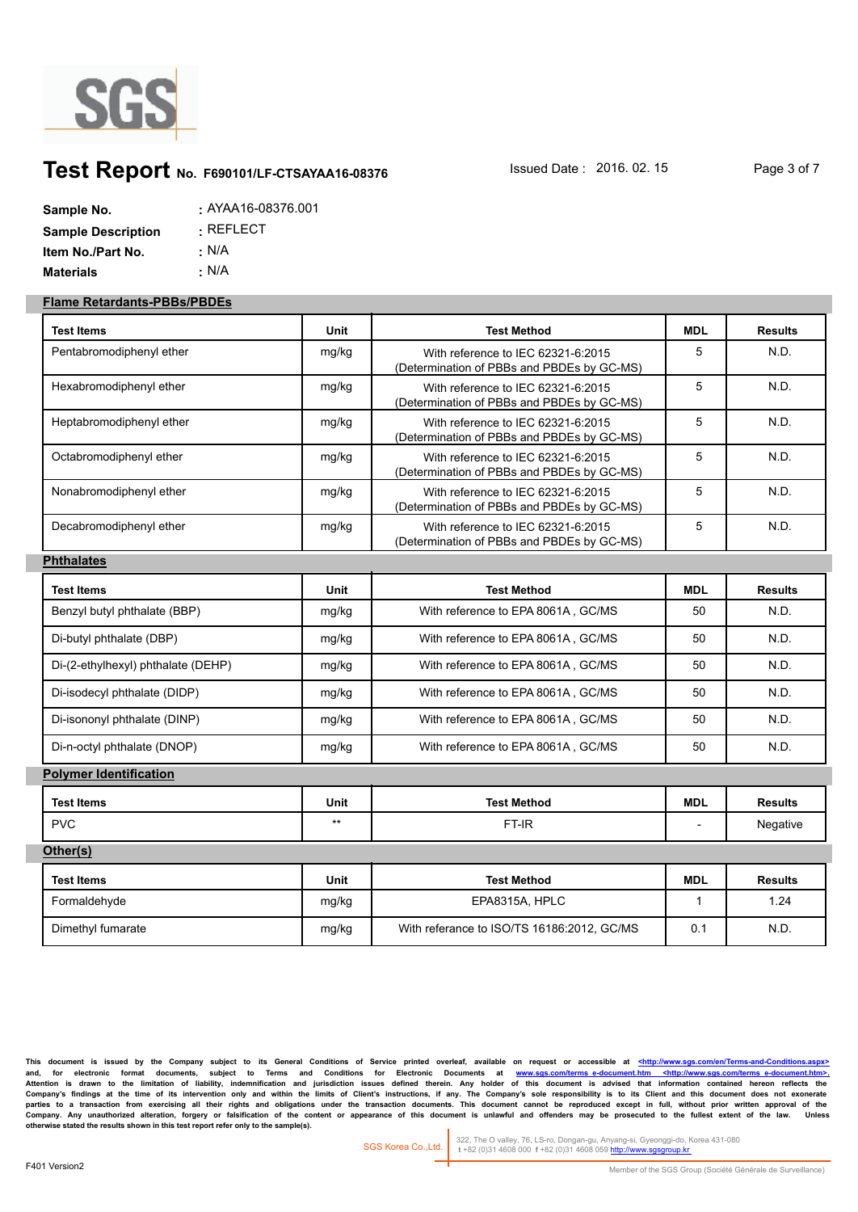# Test Report No. F690101/LF-CTSAYAA16-08376

Issued Date : 2016. 02. 15

**Sample No.** : AYAA16-08376.001
**Sample Description** : REFLECT
**Item No./Part No.** : N/A
**Materials** : N/A

## Flame Retardants-PBBs/PBDEs

| Test Items | Unit | Test Method | MDL | Results |
|---|---|---|---|---|
| Pentabromodiphenyl ether | mg/kg | With reference to IEC 62321-6:2015 (Determination of PBBs and PBDEs by GC-MS) | 5 | N.D. |
| Hexabromodiphenyl ether | mg/kg | With reference to IEC 62321-6:2015 (Determination of PBBs and PBDEs by GC-MS) | 5 | N.D. |
| Heptabromodiphenyl ether | mg/kg | With reference to IEC 62321-6:2015 (Determination of PBBs and PBDEs by GC-MS) | 5 | N.D. |
| Octabromodiphenyl ether | mg/kg | With reference to IEC 62321-6:2015 (Determination of PBBs and PBDEs by GC-MS) | 5 | N.D. |
| Nonabromodiphenyl ether | mg/kg | With reference to IEC 62321-6:2015 (Determination of PBBs and PBDEs by GC-MS) | 5 | N.D. |
| Decabromodiphenyl ether | mg/kg | With reference to IEC 62321-6:2015 (Determination of PBBs and PBDEs by GC-MS) | 5 | N.D. |

## Phthalates

| Test Items | Unit | Test Method | MDL | Results |
|---|---|---|---|---|
| Benzyl butyl phthalate (BBP) | mg/kg | With reference to EPA 8061A , GC/MS | 50 | N.D. |
| Di-butyl phthalate (DBP) | mg/kg | With reference to EPA 8061A , GC/MS | 50 | N.D. |
| Di-(2-ethylhexyl) phthalate (DEHP) | mg/kg | With reference to EPA 8061A , GC/MS | 50 | N.D. |
| Di-isodecyl phthalate (DIDP) | mg/kg | With reference to EPA 8061A , GC/MS | 50 | N.D. |
| Di-isononyl phthalate (DINP) | mg/kg | With reference to EPA 8061A , GC/MS | 50 | N.D. |
| Di-n-octyl phthalate (DNOP) | mg/kg | With reference to EPA 8061A , GC/MS | 50 | N.D. |

## Polymer Identification

| Test Items | Unit | Test Method | MDL | Results |
|---|---|---|---|---|
| PVC | ** | FT-IR | - | Negative |

## Other(s)

| Test Items | Unit | Test Method | MDL | Results |
|---|---|---|---|---|
| Formaldehyde | mg/kg | EPA8315A, HPLC | 1 | 1.24 |
| Dimethyl fumarate | mg/kg | With referance to ISO/TS 16186:2012, GC/MS | 0.1 | N.D. |

This document is issued by the Company subject to its General Conditions of Service printed overleaf, available on request or accessible at <http://www.sgs.com/en/Terms-and-Conditions.aspx> and, for electronic format documents, subject to Terms and Conditions for Electronic Documents at www.sgs.com/terms_e-document.htm <http://www.sgs.com/terms_e-document.htm>. Attention is drawn to the limitation of liability, indemnification and jurisdiction issues defined therein. Any holder of this document is advised that information contained hereon reflects the Company's findings at the time of its intervention only and within the limits of Client's instructions, if any. The Company's sole responsibility is to its Client and this document does not exonerate parties to a transaction from exercising all their rights and obligations under the transaction documents. This document cannot be reproduced except in full, without prior written approval of the Company. Any unauthorized alteration, forgery or falsification of the content or appearance of this document is unlawful and offenders may be prosecuted to the fullest extent of the law. Unless otherwise stated the results shown in this test report refer only to the sample(s).

SGS Korea Co.,Ltd. | 322, The O valley, 76, LS-ro, Dongan-gu, Anyang-si, Gyeonggi-do, Korea 431-080 t +82 (0)31 4608 000 f +82 (0)31 4608 059 http://www.sgsgroup.kr

F401 Version2

Member of the SGS Group (Société Générale de Surveillance)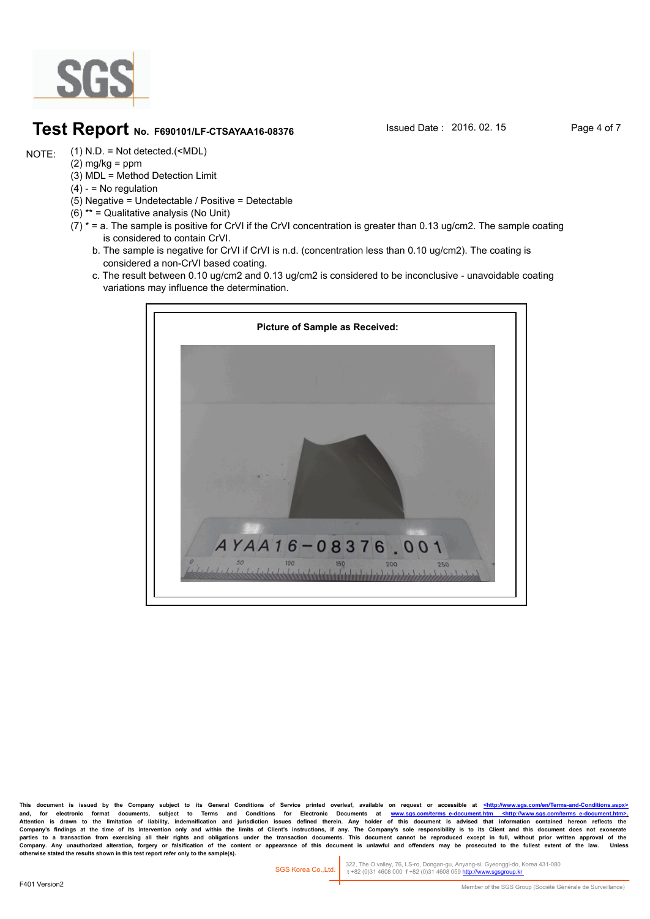# Test Report No. F690101/LF-CTSAYAA16-08376

Issued Date : 2016. 02. 15

NOTE:
(1) N.D. = Not detected.(<MDL)
(2) mg/kg = ppm
(3) MDL = Method Detection Limit
(4) - = No regulation
(5) Negative = Undetectable / Positive = Detectable
(6) ** = Qualitative analysis (No Unit)
(7) * = a. The sample is positive for CrVI if the CrVI concentration is greater than 0.13 ug/cm2. The sample coating is considered to contain CrVI.
b. The sample is negative for CrVI if CrVI is n.d. (concentration less than 0.10 ug/cm2). The coating is considered a non-CrVI based coating.
c. The result between 0.10 ug/cm2 and 0.13 ug/cm2 is considered to be inconclusive - unavoidable coating variations may influence the determination.

**Picture of Sample as Received:**

AYAA16-08376.001

This document is issued by the Company subject to its General Conditions of Service printed overleaf, available on request or accessible at <http://www.sgs.com/en/Terms-and-Conditions.aspx> and, for electronic format documents, subject to Terms and Conditions for Electronic Documents at www.sgs.com/terms_e-document.htm <http://www.sgs.com/terms_e-document.htm>. Attention is drawn to the limitation of liability, indemnification and jurisdiction issues defined therein. Any holder of this document is advised that information contained hereon reflects the Company's findings at the time of its intervention only and within the limits of Client's instructions, if any. The Company's sole responsibility is to its Client and this document does not exonerate parties to a transaction from exercising all their rights and obligations under the transaction documents. This document cannot be reproduced except in full, without prior written approval of the Company. Any unauthorized alteration, forgery or falsification of the content or appearance of this document is unlawful and offenders may be prosecuted to the fullest extent of the law. Unless otherwise stated the results shown in this test report refer only to the sample(s).

SGS Korea Co.,Ltd. | 322, The O valley, 76, LS-ro, Dongan-gu, Anyang-si, Gyeonggi-do, Korea 431-080 t +82 (0)31 4608 000 f +82 (0)31 4608 059 http://www.sgsgroup.kr

F401 Version2

Member of the SGS Group (Société Générale de Surveillance)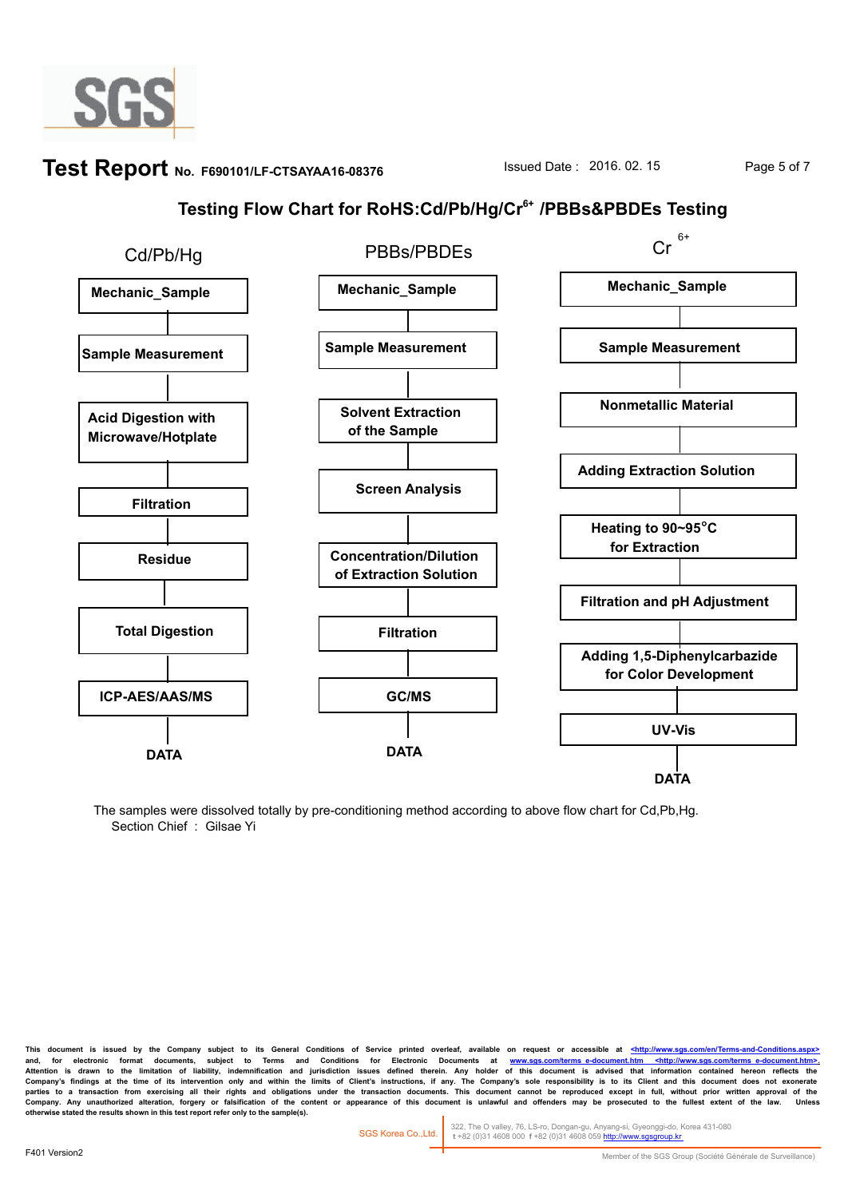**Test Report** No. F690101/LF-CTSAYAA16-08376 Issued Date : 2016. 02. 15

## Testing Flow Chart for RoHS:Cd/Pb/Hg/$Cr^{6+}$ /PBBs&PBDEs Testing

**Cd/Pb/Hg**

- **Mechanic_Sample**
- **Sample Measurement**
- **Acid Digestion with Microwave/Hotplate**
- **Filtration**
- **Residue**
- **Total Digestion**
- **ICP-AES/AAS/MS**
- **DATA**

**PBBs/PBDEs**

- **Mechanic_Sample**
- **Sample Measurement**
- **Solvent Extraction of the Sample**
- **Screen Analysis**
- **Concentration/Dilution of Extraction Solution**
- **Filtration**
- **GC/MS**
- **DATA**

**$Cr^{6+}$**

- **Mechanic_Sample**
- **Sample Measurement**
- **Nonmetallic Material**
- **Adding Extraction Solution**
- **Heating to 90~95°C for Extraction**
- **Filtration and pH Adjustment**
- **Adding 1,5-Diphenylcarbazide for Color Development**
- **UV-Vis**
- **DATA**

The samples were dissolved totally by pre-conditioning method according to above flow chart for Cd,Pb,Hg.

Section Chief : Gilsae Yi

This document is issued by the Company subject to its General Conditions of Service printed overleaf, available on request or accessible at <http://www.sgs.com/en/Terms-and-Conditions.aspx> and, for electronic format documents, subject to Terms and Conditions for Electronic Documents at www.sgs.com/terms_e-document.htm <http://www.sgs.com/terms_e-document.htm>. Attention is drawn to the limitation of liability, indemnification and jurisdiction issues defined therein. Any holder of this document is advised that information contained hereon reflects the Company's findings at the time of its intervention only and within the limits of Client's instructions, if any. The Company's sole responsibility is to its Client and this document does not exonerate parties to a transaction from exercising all their rights and obligations under the transaction documents. This document cannot be reproduced except in full, without prior written approval of the Company. Any unauthorized alteration, forgery or falsification of the content or appearance of this document is unlawful and offenders may be prosecuted to the fullest extent of the law. Unless otherwise stated the results shown in this test report refer only to the sample(s).

SGS Korea Co.,Ltd. 322, The O valley, 76, LS-ro, Dongan-gu, Anyang-si, Gyeonggi-do, Korea 431-080 t +82 (0)31 4608 000 f +82 (0)31 4608 059 http://www.sgsgroup.kr

F401 Version2 Member of the SGS Group (Société Générale de Surveillance)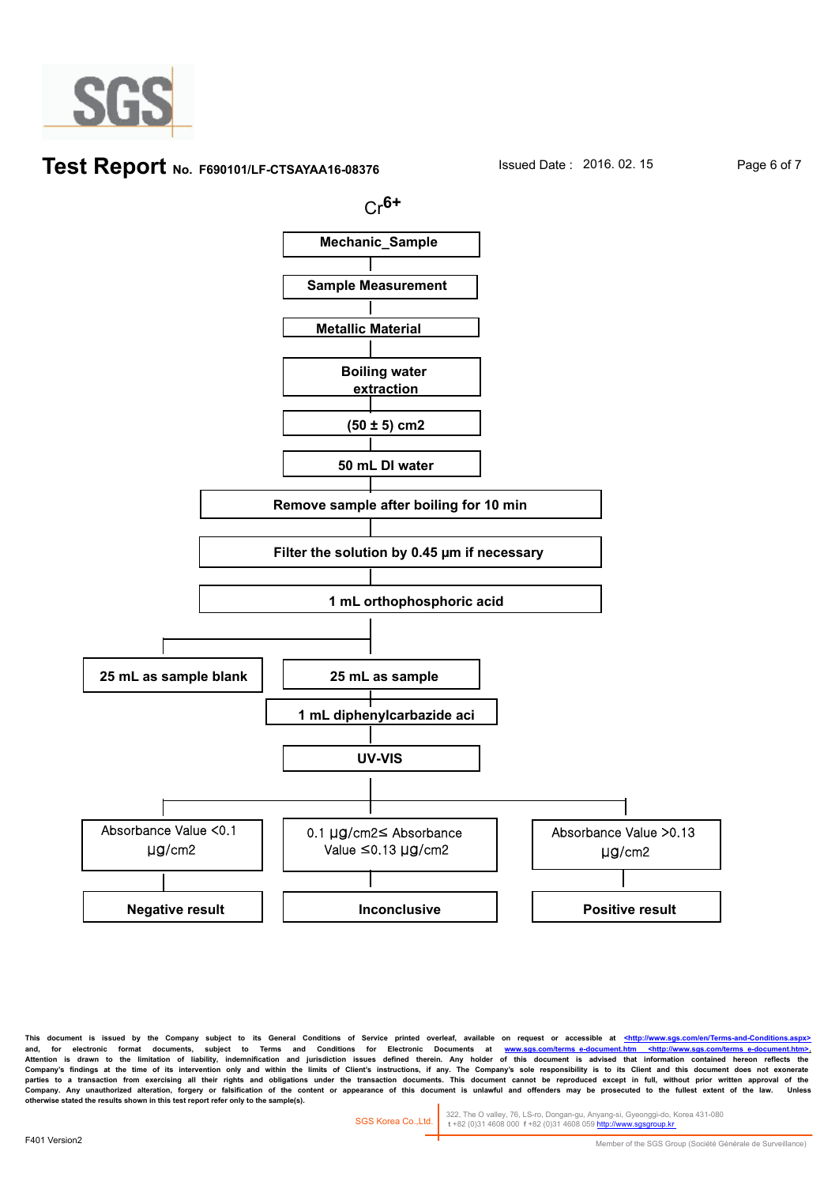# Test Report No. F690101/LF-CTSAYAA16-08376

Issued Date : 2016. 02. 15

## $Cr^{6+}$

**Mechanic_Sample**

↓

**Sample Measurement**

↓

**Metallic Material**

↓

**Boiling water extraction**

↓

**(50 ± 5) cm2**

↓

**50 mL DI water**

↓

**Remove sample after boiling for 10 min**

↓

**Filter the solution by 0.45 µm if necessary**

↓

**1 mL orthophosphoric acid**

↓

- **25 mL as sample blank**
- **25 mL as sample**
  - ↓ **1 mL diphenylcarbazide aci**
  - ↓ **UV-VIS**
  - ↓
    - Absorbance Value <0.1 µg/cm2 → **Negative result**
    - 0.1 µg/cm2≤ Absorbance Value ≤0.13 µg/cm2 → **Inconclusive**
    - Absorbance Value >0.13 µg/cm2 → **Positive result**

This document is issued by the Company subject to its General Conditions of Service printed overleaf, available on request or accessible at <http://www.sgs.com/en/Terms-and-Conditions.aspx> and, for electronic format documents, subject to Terms and Conditions for Electronic Documents at www.sgs.com/terms_e-document.htm <http://www.sgs.com/terms_e-document.htm>. Attention is drawn to the limitation of liability, indemnification and jurisdiction issues defined therein. Any holder of this document is advised that information contained hereon reflects the Company's findings at the time of its intervention only and within the limits of Client's instructions, if any. The Company's sole responsibility is to its Client and this document does not exonerate parties to a transaction from exercising all their rights and obligations under the transaction documents. This document cannot be reproduced except in full, without prior written approval of the Company. Any unauthorized alteration, forgery or falsification of the content or appearance of this document is unlawful and offenders may be prosecuted to the fullest extent of the law. Unless otherwise stated the results shown in this test report refer only to the sample(s).

SGS Korea Co.,Ltd. | 322, The O valley, 76, LS-ro, Dongan-gu, Anyang-si, Gyeonggi-do, Korea 431-080 t +82 (0)31 4608 000 f +82 (0)31 4608 059 http://www.sgsgroup.kr

F401 Version2

Member of the SGS Group (Société Générale de Surveillance)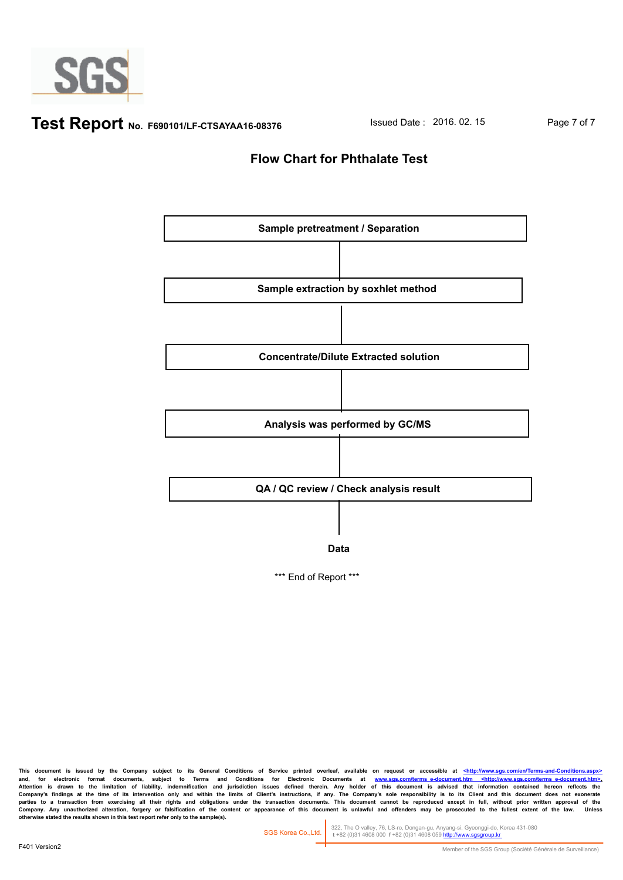## Flow Chart for Phthalate Test

Sample pretreatment / Separation

Sample extraction by soxhlet method

Concentrate/Dilute Extracted solution

Analysis was performed by GC/MS

QA / QC review / Check analysis result

Data

*** End of Report ***